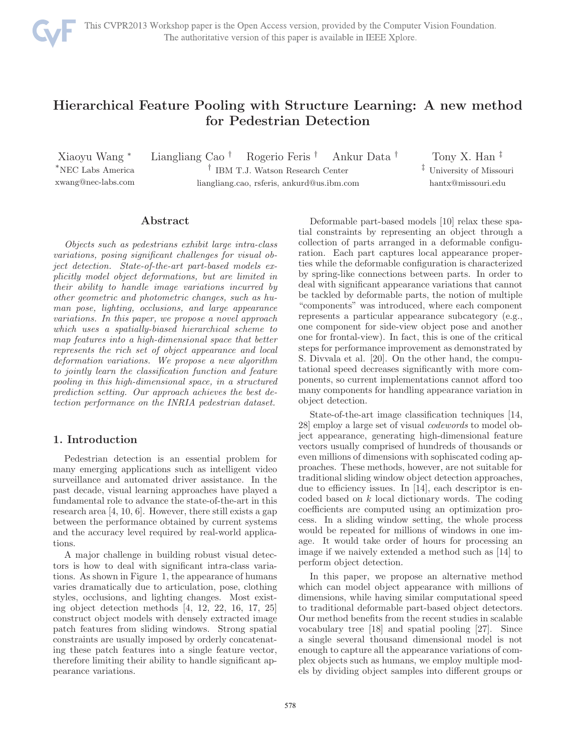# Hierarchical Feature Pooling with Structure Learning: A new method for Pedestrian Detection

Xiaoyu Wang [*] &nbsp;&nbsp; Liangliang Cao [†] &nbsp;&nbsp; Rogerio Feris [†] &nbsp;&nbsp; Ankur Data [†] &nbsp;&nbsp; Tony X. Han [‡]

[*]NEC Labs America &nbsp;&nbsp; [†] IBM T.J. Watson Research Center &nbsp;&nbsp; [‡] University of Missouri

xwang@nec-labs.com &nbsp;&nbsp; liangliang.cao, rsferis, ankurd@us.ibm.com &nbsp;&nbsp; hantx@missouri.edu

## Abstract

*Objects such as pedestrians exhibit large intra-class variations, posing significant challenges for visual object detection. State-of-the-art part-based models explicitly model object deformations, but are limited in their ability to handle image variations incurred by other geometric and photometric changes, such as human pose, lighting, occlusions, and large appearance variations. In this paper, we propose a novel approach which uses a spatially-biased hierarchical scheme to map features into a high-dimensional space that better represents the rich set of object appearance and local deformation variations. We propose a new algorithm to jointly learn the classification function and feature pooling in this high-dimensional space, in a structured prediction setting. Our approach achieves the best detection performance on the INRIA pedestrian dataset.*

## 1. Introduction

Pedestrian detection is an essential problem for many emerging applications such as intelligent video surveillance and automated driver assistance. In the past decade, visual learning approaches have played a fundamental role to advance the state-of-the-art in this research area [4, 10, 6]. However, there still exists a gap between the performance obtained by current systems and the accuracy level required by real-world applications.

A major challenge in building robust visual detectors is how to deal with significant intra-class variations. As shown in Figure 1, the appearance of humans varies dramatically due to articulation, pose, clothing styles, occlusions, and lighting changes. Most existing object detection methods [4, 12, 22, 16, 17, 25] construct object models with densely extracted image patch features from sliding windows. Strong spatial constraints are usually imposed by orderly concatenating these patch features into a single feature vector, therefore limiting their ability to handle significant appearance variations.

Deformable part-based models [10] relax these spatial constraints by representing an object through a collection of parts arranged in a deformable configuration. Each part captures local appearance properties while the deformable configuration is characterized by spring-like connections between parts. In order to deal with significant appearance variations that cannot be tackled by deformable parts, the notion of multiple "components" was introduced, where each component represents a particular appearance subcategory (e.g., one component for side-view object pose and another one for frontal-view). In fact, this is one of the critical steps for performance improvement as demonstrated by S. Divvala et al. [20]. On the other hand, the computational speed decreases significantly with more components, so current implementations cannot afford too many components for handling appearance variation in object detection.

State-of-the-art image classification techniques [14, 28] employ a large set of visual *codewords* to model object appearance, generating high-dimensional feature vectors usually comprised of hundreds of thousands or even millions of dimensions with sophisticated coding approaches. These methods, however, are not suitable for traditional sliding window object detection approaches, due to efficiency issues. In [14], each descriptor is encoded based on $k$ local dictionary words. The coding coefficients are computed using an optimization process. In a sliding window setting, the whole process would be repeated for millions of windows in one image. It would take order of hours for processing an image if we naively extended a method such as [14] to perform object detection.

In this paper, we propose an alternative method which can model object appearance with millions of dimensions, while having similar computational speed to traditional deformable part-based object detectors. Our method benefits from the recent studies in scalable vocabulary tree [18] and spatial pooling [27]. Since a single several thousand dimensional model is not enough to capture all the appearance variations of complex objects such as humans, we employ multiple models by dividing object samples into different groups or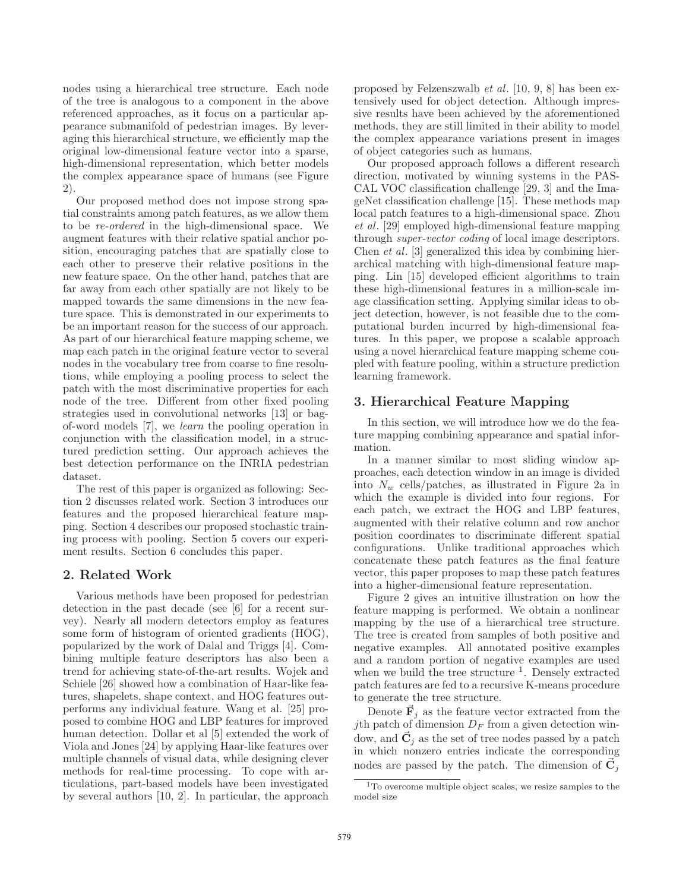nodes using a hierarchical tree structure. Each node of the tree is analogous to a component in the above referenced approaches, as it focus on a particular appearance submanifold of pedestrian images. By leveraging this hierarchical structure, we efficiently map the original low-dimensional feature vector into a sparse, high-dimensional representation, which better models the complex appearance space of humans (see Figure 2).

Our proposed method does not impose strong spatial constraints among patch features, as we allow them to be *re-ordered* in the high-dimensional space. We augment features with their relative spatial anchor position, encouraging patches that are spatially close to each other to preserve their relative positions in the new feature space. On the other hand, patches that are far away from each other spatially are not likely to be mapped towards the same dimensions in the new feature space. This is demonstrated in our experiments to be an important reason for the success of our approach. As part of our hierarchical feature mapping scheme, we map each patch in the original feature vector to several nodes in the vocabulary tree from coarse to fine resolutions, while employing a pooling process to select the patch with the most discriminative properties for each node of the tree. Different from other fixed pooling strategies used in convolutional networks [13] or bag-of-word models [7], we *learn* the pooling operation in conjunction with the classification model, in a structured prediction setting. Our approach achieves the best detection performance on the INRIA pedestrian dataset.

The rest of this paper is organized as following: Section 2 discusses related work. Section 3 introduces our features and the proposed hierarchical feature mapping. Section 4 describes our proposed stochastic training process with pooling. Section 5 covers our experiment results. Section 6 concludes this paper.

## 2. Related Work

Various methods have been proposed for pedestrian detection in the past decade (see [6] for a recent survey). Nearly all modern detectors employ as features some form of histogram of oriented gradients (HOG), popularized by the work of Dalal and Triggs [4]. Combining multiple feature descriptors has also been a trend for achieving state-of-the-art results. Wojek and Schiele [26] showed how a combination of Haar-like features, shapelets, shape context, and HOG features outperforms any individual feature. Wang et al. [25] proposed to combine HOG and LBP features for improved human detection. Dollar et al [5] extended the work of Viola and Jones [24] by applying Haar-like features over multiple channels of visual data, while designing clever methods for real-time processing. To cope with articulations, part-based models have been investigated by several authors [10, 2]. In particular, the approach proposed by Felzenszwalb *et al*. [10, 9, 8] has been extensively used for object detection. Although impressive results have been achieved by the aforementioned methods, they are still limited in their ability to model the complex appearance variations present in images of object categories such as humans.

Our proposed approach follows a different research direction, motivated by winning systems in the PASCAL VOC classification challenge [29, 3] and the ImageNet classification challenge [15]. These methods map local patch features to a high-dimensional space. Zhou *et al*. [29] employed high-dimensional feature mapping through *super-vector coding* of local image descriptors. Chen *et al*. [3] generalized this idea by combining hierarchical matching with high-dimensional feature mapping. Lin [15] developed efficient algorithms to train these high-dimensional features in a million-scale image classification setting. Applying similar ideas to object detection, however, is not feasible due to the computational burden incurred by high-dimensional features. In this paper, we propose a scalable approach using a novel hierarchical feature mapping scheme coupled with feature pooling, within a structure prediction learning framework.

## 3. Hierarchical Feature Mapping

In this section, we will introduce how we do the feature mapping combining appearance and spatial information.

In a manner similar to most sliding window approaches, each detection window in an image is divided into $N_w$ cells/patches, as illustrated in Figure 2a in which the example is divided into four regions. For each patch, we extract the HOG and LBP features, augmented with their relative column and row anchor position coordinates to discriminate different spatial configurations. Unlike traditional approaches which concatenate these patch features as the final feature vector, this paper proposes to map these patch features into a higher-dimensional feature representation.

Figure 2 gives an intuitive illustration on how the feature mapping is performed. We obtain a nonlinear mapping by the use of a hierarchical tree structure. The tree is created from samples of both positive and negative examples. All annotated positive examples and a random portion of negative examples are used when we build the tree structure [1]. Densely extracted patch features are fed to a recursive K-means procedure to generate the tree structure.

Denote $\vec{\mathbf{F}}_j$ as the feature vector extracted from the $j$th patch of dimension $D_F$ from a given detection window, and $\vec{\mathbf{C}}_j$ as the set of tree nodes passed by a patch in which nonzero entries indicate the corresponding nodes are passed by the patch. The dimension of $\vec{\mathbf{C}}_j$

[1] To overcome multiple object scales, we resize samples to the model size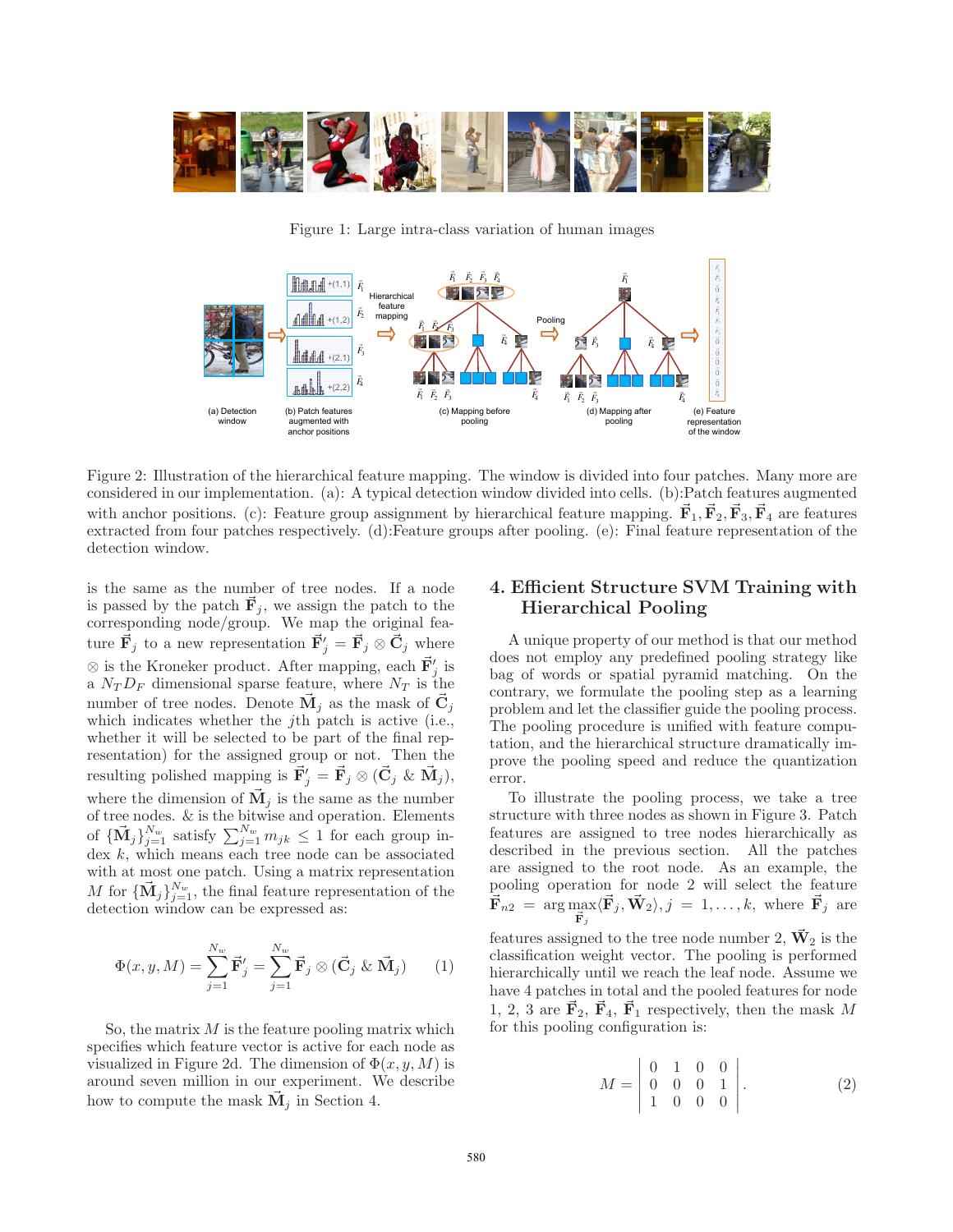Figure 1: Large intra-class variation of human images

Figure 2: Illustration of the hierarchical feature mapping. The window is divided into four patches. Many more are considered in our implementation. (a): A typical detection window divided into cells. (b):Patch features augmented with anchor positions. (c): Feature group assignment by hierarchical feature mapping. $\vec{\mathbf{F}}_1, \vec{\mathbf{F}}_2, \vec{\mathbf{F}}_3, \vec{\mathbf{F}}_4$ are features extracted from four patches respectively. (d):Feature groups after pooling. (e): Final feature representation of the detection window.

is the same as the number of tree nodes. If a node is passed by the patch $\vec{\mathbf{F}}_j$, we assign the patch to the corresponding node/group. We map the original feature $\vec{\mathbf{F}}_j$ to a new representation $\vec{\mathbf{F}}'_j = \vec{\mathbf{F}}_j \otimes \vec{\mathbf{C}}_j$ where $\otimes$ is the Kroneker product. After mapping, each $\vec{\mathbf{F}}'_j$ is a $N_T D_F$ dimensional sparse feature, where $N_T$ is the number of tree nodes. Denote $\vec{\mathbf{M}}_j$ as the mask of $\vec{\mathbf{C}}_j$ which indicates whether the $j$th patch is active (i.e., whether it will be selected to be part of the final representation) for the assigned group or not. Then the resulting polished mapping is $\vec{\mathbf{F}}'_j = \vec{\mathbf{F}}_j \otimes (\vec{\mathbf{C}}_j \mathbin{\&} \vec{\mathbf{M}}_j)$, where the dimension of $\vec{\mathbf{M}}_j$ is the same as the number of tree nodes. & is the bitwise and operation. Elements of $\{\vec{\mathbf{M}}_j\}_{j=1}^{N_w}$ satisfy $\sum_{j=1}^{N_w} m_{jk} \leq 1$ for each group index $k$, which means each tree node can be associated with at most one patch. Using a matrix representation $M$ for $\{\vec{\mathbf{M}}_j\}_{j=1}^{N_w}$, the final feature representation of the detection window can be expressed as:

$$\Phi(x, y, M) = \sum_{j=1}^{N_w} \vec{\mathbf{F}}'_j = \sum_{j=1}^{N_w} \vec{\mathbf{F}}_j \otimes (\vec{\mathbf{C}}_j \mathbin{\&} \vec{\mathbf{M}}_j) \qquad (1)$$

So, the matrix $M$ is the feature pooling matrix which specifies which feature vector is active for each node as visualized in Figure 2d. The dimension of $\Phi(x, y, M)$ is around seven million in our experiment. We describe how to compute the mask $\vec{\mathbf{M}}_j$ in Section 4.

## 4. Efficient Structure SVM Training with Hierarchical Pooling

A unique property of our method is that our method does not employ any predefined pooling strategy like bag of words or spatial pyramid matching. On the contrary, we formulate the pooling step as a learning problem and let the classifier guide the pooling process. The pooling procedure is unified with feature computation, and the hierarchical structure dramatically improve the pooling speed and reduce the quantization error.

To illustrate the pooling process, we take a tree structure with three nodes as shown in Figure 3. Patch features are assigned to tree nodes hierarchically as described in the previous section. All the patches are assigned to the root node. As an example, the pooling operation for node 2 will select the feature $\vec{\mathbf{F}}_{n2} = \arg\max_{\vec{\mathbf{F}}_j} \langle \vec{\mathbf{F}}_j, \vec{\mathbf{W}}_2 \rangle, j = 1, \ldots, k$, where $\vec{\mathbf{F}}_j$ are features assigned to the tree node number 2, $\vec{\mathbf{W}}_2$ is the classification weight vector. The pooling is performed hierarchically until we reach the leaf node. Assume we have 4 patches in total and the pooled features for node 1, 2, 3 are $\vec{\mathbf{F}}_2$, $\vec{\mathbf{F}}_4$, $\vec{\mathbf{F}}_1$ respectively, then the mask $M$ for this pooling configuration is:

$$M = \begin{vmatrix} 0 & 1 & 0 & 0 \\ 0 & 0 & 0 & 1 \\ 1 & 0 & 0 & 0 \end{vmatrix}. \qquad (2)$$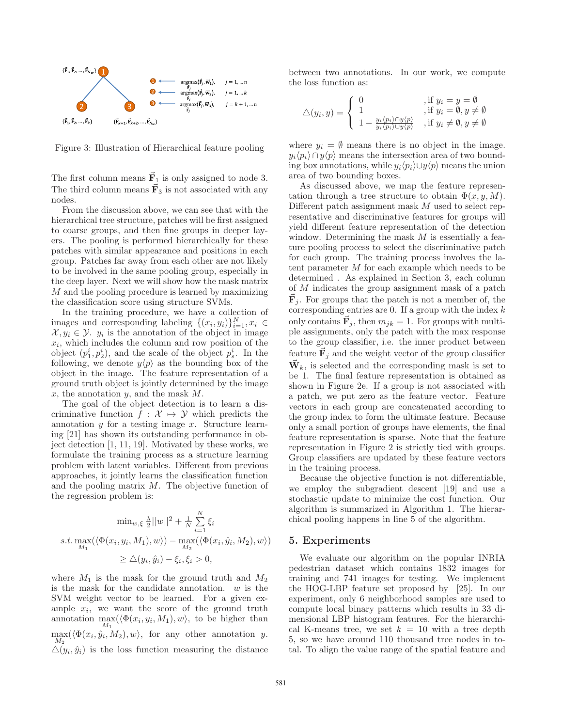Figure 3: Illustration of Hierarchical feature pooling

The first column means $\vec{\mathbf{F}}_1$ is only assigned to node 3. The third column means $\vec{\mathbf{F}}_3$ is not associated with any nodes.

From the discussion above, we can see that with the hierarchical tree structure, patches will be first assigned to coarse groups, and then fine groups in deeper layers. The pooling is performed hierarchically for these patches with similar appearance and positions in each group. Patches far away from each other are not likely to be involved in the same pooling group, especially in the deep layer. Next we will show how the mask matrix $M$ and the pooling procedure is learned by maximizing the classification score using structure SVMs.

In the training procedure, we have a collection of images and corresponding labeling $\{(x_i, y_i)\}_{i=1}^{N}, x_i \in \mathcal{X}, y_i \in \mathcal{Y}$. $y_i$ is the annotation of the object in image $x_i$, which includes the column and row position of the object $(p_1^i, p_2^i)$, and the scale of the object $p_s^i$. In the following, we denote $y\langle p \rangle$ as the bounding box of the object in the image. The feature representation of a ground truth object is jointly determined by the image $x$, the annotation $y$, and the mask $M$.

The goal of the object detection is to learn a discriminative function $f : \mathcal{X} \mapsto \mathcal{Y}$ which predicts the annotation $y$ for a testing image $x$. Structure learning [21] has shown its outstanding performance in object detection [1, 11, 19]. Motivated by these works, we formulate the training process as a structure learning problem with latent variables. Different from previous approaches, it jointly learns the classification function and the pooling matrix $M$. The objective function of the regression problem is:

$$
\begin{aligned}
&\min_{w,\xi} \frac{\lambda}{2}||w||^2 + \frac{1}{N}\sum_{i=1}^{N}\xi_i \\
s.t. &\max_{M_1}(\langle\Phi(x_i, y_i, M_1), w\rangle) - \max_{M_2}(\langle\Phi(x_i, \hat{y}_i, M_2), w\rangle) \\
&\geq \triangle(y_i, \hat{y}_i) - \xi_i, \xi_i > 0,
\end{aligned}
$$

where $M_1$ is the mask for the ground truth and $M_2$ is the mask for the candidate annotation. $w$ is the SVM weight vector to be learned. For a given example $x_i$, we want the score of the ground truth annotation $\max\limits_{M_1}(\langle\Phi(x_i, y_i, M_1), w\rangle$, to be higher than $\max\limits_{M_2}(\langle\Phi(x_i, \hat{y}_i, M_2), w\rangle$, for any other annotation $y$. $\triangle(y_i, \hat{y}_i)$ is the loss function measuring the distance between two annotations. In our work, we compute the loss function as:

$$
\triangle(y_i, y) = \begin{cases} 0 & ,\text{if } y_i = y = \emptyset \\ 1 & ,\text{if } y_i = \emptyset, y \neq \emptyset \\ 1 - \frac{y_i\langle p_i \rangle \cap y\langle p \rangle}{y_i\langle p_i \rangle \cup y\langle p \rangle} & ,\text{if } y_i \neq \emptyset, y \neq \emptyset \end{cases}
$$

where $y_i = \emptyset$ means there is no object in the image. $y_i\langle p_i \rangle \cap y\langle p \rangle$ means the intersection area of two bounding box annotations, while $y_i\langle p_i \rangle \cup y\langle p \rangle$ means the union area of two bounding boxes.

As discussed above, we map the feature representation through a tree structure to obtain $\Phi(x, y, M)$. Different patch assignment mask $M$ used to select representative and discriminative features for groups will yield different feature representation of the detection window. Determining the mask $M$ is essentially a feature pooling process to select the discriminative patch for each group. The training process involves the latent parameter $M$ for each example which needs to be determined . As explained in Section 3, each column of $M$ indicates the group assignment mask of a patch $\vec{\mathbf{F}}_j$. For groups that the patch is not a member of, the corresponding entries are 0. If a group with the index $k$ only contains $\vec{\mathbf{F}}_j$, then $m_{jk} = 1$. For groups with multiple assignments, only the patch with the max response to the group classifier, i.e. the inner product between feature $\vec{\mathbf{F}}_j$ and the weight vector of the group classifier $\vec{\mathbf{W}}_k$, is selected and the corresponding mask is set to be 1. The final feature representation is obtained as shown in Figure 2e. If a group is not associated with a patch, we put zero as the feature vector. Feature vectors in each group are concatenated according to the group index to form the ultimate feature. Because only a small portion of groups have elements, the final feature representation is sparse. Note that the feature representation in Figure 2 is strictly tied with groups. Group classifiers are updated by these feature vectors in the training process.

Because the objective function is not differentiable, we employ the subgradient descent [19] and use a stochastic update to minimize the cost function. Our algorithm is summarized in Algorithm 1. The hierarchical pooling happens in line 5 of the algorithm.

## 5. Experiments

We evaluate our algorithm on the popular INRIA pedestrian dataset which contains 1832 images for training and 741 images for testing. We implement the HOG-LBP feature set proposed by [25]. In our experiment, only 6 neighborhood samples are used to compute local binary patterns which results in 33 dimensional LBP histogram features. For the hierarchical K-means tree, we set $k = 10$ with a tree depth 5, so we have around 110 thousand tree nodes in total. To align the value range of the spatial feature and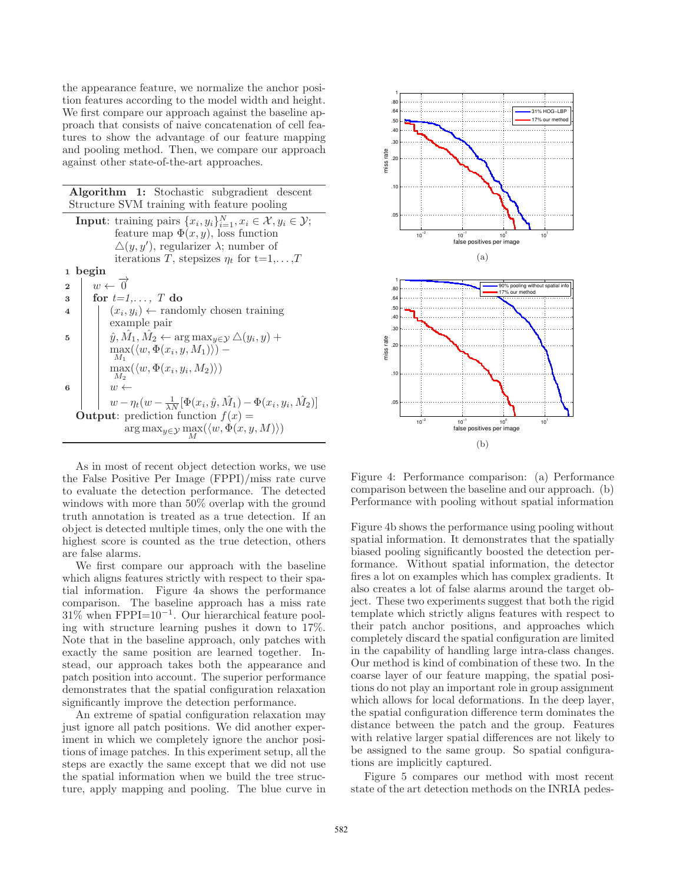the appearance feature, we normalize the anchor position features according to the model width and height. We first compare our approach against the baseline approach that consists of naive concatenation of cell features to show the advantage of our feature mapping and pooling method. Then, we compare our approach against other state-of-the-art approaches.

**Algorithm 1:** Stochastic subgradient descent Structure SVM training with feature pooling

**Input**: training pairs $\{x_i, y_i\}_{i=1}^N, x_i \in \mathcal{X}, y_i \in \mathcal{Y}$; feature map $\Phi(x, y)$, loss function $\triangle(y, y')$, regularizer $\lambda$; number of iterations $T$, stepsizes $\eta_t$ for t=1,..., $T$

1. **begin**
2. $w \leftarrow \overrightarrow{0}$
3. **for** $t$=1,..., $T$ **do**
4. $(x_i, y_i) \leftarrow$ randomly chosen training example pair
5. $\hat{y}, \hat{M}_1, \hat{M}_2 \leftarrow \arg\max_{y \in \mathcal{Y}} \triangle(y_i, y) + \max_{M_1}(\langle w, \Phi(x_i, y, M_1)\rangle) - \max_{M_2}(\langle w, \Phi(x_i, y_i, M_2)\rangle)$
6. $w \leftarrow w - \eta_t(w - \frac{1}{\lambda N}[\Phi(x_i, \hat{y}, \hat{M}_1) - \Phi(x_i, y_i, \hat{M}_2)]$

**Output**: prediction function $f(x) = \arg\max_{y \in \mathcal{Y}} \max_{M}(\langle w, \Phi(x, y, M)\rangle)$

As in most of recent object detection works, we use the False Positive Per Image (FPPI)/miss rate curve to evaluate the detection performance. The detected windows with more than 50% overlap with the ground truth annotation is treated as a true detection. If an object is detected multiple times, only the one with the highest score is counted as the true detection, others are false alarms.

We first compare our approach with the baseline which aligns features strictly with respect to their spatial information. Figure 4a shows the performance comparison. The baseline approach has a miss rate 31% when FPPI=$10^{-1}$. Our hierarchical feature pooling with structure learning pushes it down to 17%. Note that in the baseline approach, only patches with exactly the same position are learned together. Instead, our approach takes both the appearance and patch position into account. The superior performance demonstrates that the spatial configuration relaxation significantly improve the detection performance.

An extreme of spatial configuration relaxation may just ignore all patch positions. We did another experiment in which we completely ignore the anchor positions of image patches. In this experiment setup, all the steps are exactly the same except that we did not use the spatial information when we build the tree structure, apply mapping and pooling. The blue curve in Figure 4b shows the performance using pooling without spatial information. It demonstrates that the spatially biased pooling significantly boosted the detection performance. Without spatial information, the detector fires a lot on examples which has complex gradients. It also creates a lot of false alarms around the target object. These two experiments suggest that both the rigid template which strictly aligns features with respect to their patch anchor positions, and approaches which completely discard the spatial configuration are limited in the capability of handling large intra-class changes. Our method is kind of combination of these two. In the coarse layer of our feature mapping, the spatial positions do not play an important role in group assignment which allows for local deformations. In the deep layer, the spatial configuration difference term dominates the distance between the patch and the group. Features with relative larger spatial differences are not likely to be assigned to the same group. So spatial configurations are implicitly captured.

Figure 4: Performance comparison: (a) Performance comparison between the baseline and our approach. (b) Performance with pooling without spatial information

Figure 5 compares our method with most recent state of the art detection methods on the INRIA pedes-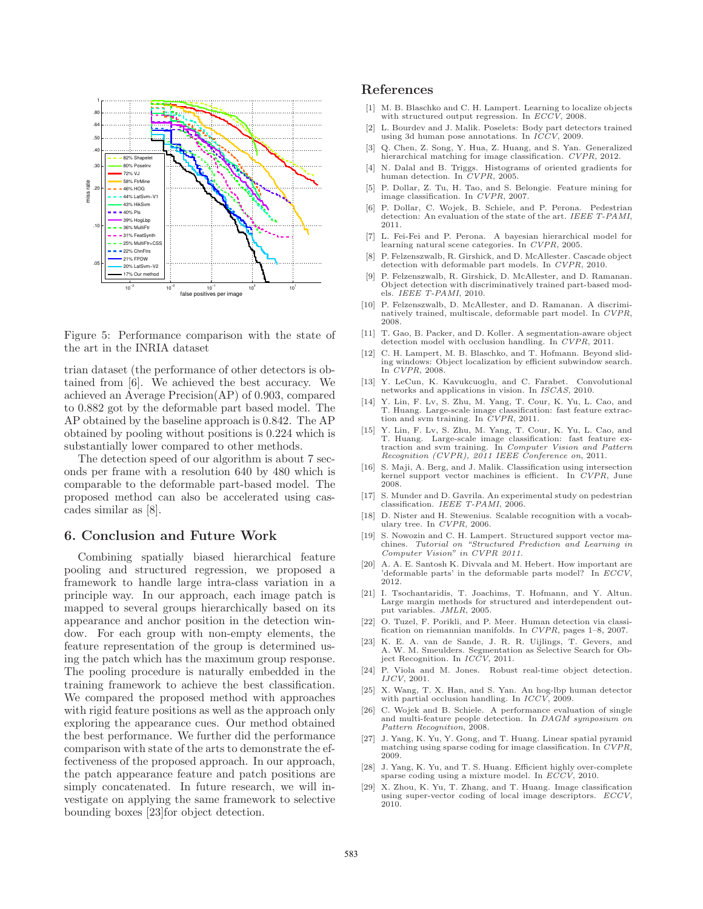1
.80
.64
.50
.40
.30
.20
.10
.05
miss rate
$10^{-3}$
$10^{-2}$
$10^{-1}$
$10^{0}$
$10^{1}$
false positives per image
82% Shapelet
80% PoseInv
72% VJ
58% FtrMine
46% HOG
44% LatSvm−V1
43% HikSvm
40% Pls
39% HogLbp
36% MultiFtr
31% FeatSynth
25% MultiFtr+CSS
22% ChnFtrs
21% FPDW
20% LatSvm−V2
17% Our method

Figure 5: Performance comparison with the state of the art in the INRIA dataset

trian dataset (the performance of other detectors is obtained from [6]. We achieved the best accuracy. We achieved an Average Precision(AP) of 0.903, compared to 0.882 got by the deformable part based model. The AP obtained by the baseline approach is 0.842. The AP obtained by pooling without positions is 0.224 which is substantially lower compared to other methods.

The detection speed of our algorithm is about 7 seconds per frame with a resolution 640 by 480 which is comparable to the deformable part-based model. The proposed method can also be accelerated using cascades similar as [8].

## 6. Conclusion and Future Work

Combining spatially biased hierarchical feature pooling and structured regression, we proposed a framework to handle large intra-class variation in a principle way. In our approach, each image patch is mapped to several groups hierarchically based on its appearance and anchor position in the detection window. For each group with non-empty elements, the feature representation of the group is determined using the patch which has the maximum group response. The pooling procedure is naturally embedded in the training framework to achieve the best classification. We compared the proposed method with approaches with rigid feature positions as well as the approach only exploring the appearance cues. Our method obtained the best performance. We further did the performance comparison with state of the arts to demonstrate the effectiveness of the proposed approach. In our approach, the patch appearance feature and patch positions are simply concatenated. In future research, we will investigate on applying the same framework to selective bounding boxes [23]for object detection.

## References

[1] M. B. Blaschko and C. H. Lampert. Learning to localize objects with structured output regression. In *ECCV*, 2008.

[2] L. Bourdev and J. Malik. Poselets: Body part detectors trained using 3d human pose annotations. In *ICCV*, 2009.

[3] Q. Chen, Z. Song, Y. Hua, Z. Huang, and S. Yan. Generalized hierarchical matching for image classification. *CVPR*, 2012.

[4] N. Dalal and B. Triggs. Histograms of oriented gradients for human detection. In *CVPR*, 2005.

[5] P. Dollar, Z. Tu, H. Tao, and S. Belongie. Feature mining for image classification. In *CVPR*, 2007.

[6] P. Dollar, C. Wojek, B. Schiele, and P. Perona. Pedestrian detection: An evaluation of the state of the art. *IEEE T-PAMI*, 2011.

[7] L. Fei-Fei and P. Perona. A bayesian hierarchical model for learning natural scene categories. In *CVPR*, 2005.

[8] P. Felzenszwalb, R. Girshick, and D. McAllester. Cascade object detection with deformable part models. In *CVPR*, 2010.

[9] P. Felzenszwalb, R. Girshick, D. McAllester, and D. Ramanan. Object detection with discriminatively trained part-based models. *IEEE T-PAMI*, 2010.

[10] P. Felzenszwalb, D. McAllester, and D. Ramanan. A discriminatively trained, multiscale, deformable part model. In *CVPR*, 2008.

[11] T. Gao, B. Packer, and D. Koller. A segmentation-aware object detection model with occlusion handling. In *CVPR*, 2011.

[12] C. H. Lampert, M. B. Blaschko, and T. Hofmann. Beyond sliding windows: Object localization by efficient subwindow search. In *CVPR*, 2008.

[13] Y. LeCun, K. Kavukcuoglu, and C. Farabet. Convolutional networks and applications in vision. In *ISCAS*, 2010.

[14] Y. Lin, F. Lv, S. Zhu, M. Yang, T. Cour, K. Yu, L. Cao, and T. Huang. Large-scale image classification: fast feature extraction and svm training. In *CVPR*, 2011.

[15] Y. Lin, F. Lv, S. Zhu, M. Yang, T. Cour, K. Yu, L. Cao, and T. Huang. Large-scale image classification: fast feature extraction and svm training. In *Computer Vision and Pattern Recognition (CVPR), 2011 IEEE Conference on*, 2011.

[16] S. Maji, A. Berg, and J. Malik. Classification using intersection kernel support vector machines is efficient. In *CVPR*, June 2008.

[17] S. Munder and D. Gavrila. An experimental study on pedestrian classification. *IEEE T-PAMI*, 2006.

[18] D. Nister and H. Stewenius. Scalable recognition with a vocabulary tree. In *CVPR*, 2006.

[19] S. Nowozin and C. H. Lampert. Structured support vector machines. *Tutorial on "Structured Prediction and Learning in Computer Vision" in CVPR 2011*.

[20] A. A. E. Santosh K. Divvala and M. Hebert. How important are 'deformable parts' in the deformable parts model? In *ECCV*, 2012.

[21] I. Tsochantaridis, T. Joachims, T. Hofmann, and Y. Altun. Large margin methods for structured and interdependent output variables. *JMLR*, 2005.

[22] O. Tuzel, F. Porikli, and P. Meer. Human detection via classification on riemannian manifolds. In *CVPR*, pages 1–8, 2007.

[23] K. E. A. van de Sande, J. R. R. Uijlings, T. Gevers, and A. W. M. Smeulders. Segmentation as Selective Search for Object Recognition. In *ICCV*, 2011.

[24] P. Viola and M. Jones. Robust real-time object detection. *IJCV*, 2001.

[25] X. Wang, T. X. Han, and S. Yan. An hog-lbp human detector with partial occlusion handling. In *ICCV*, 2009.

[26] C. Wojek and B. Schiele. A performance evaluation of single and multi-feature people detection. In *DAGM symposium on Pattern Recognition*, 2008.

[27] J. Yang, K. Yu, Y. Gong, and T. Huang. Linear spatial pyramid matching using sparse coding for image classification. In *CVPR*, 2009.

[28] J. Yang, K. Yu, and T. S. Huang. Efficient highly over-complete sparse coding using a mixture model. In *ECCV*, 2010.

[29] X. Zhou, K. Yu, T. Zhang, and T. Huang. Image classification using super-vector coding of local image descriptors. *ECCV*, 2010.